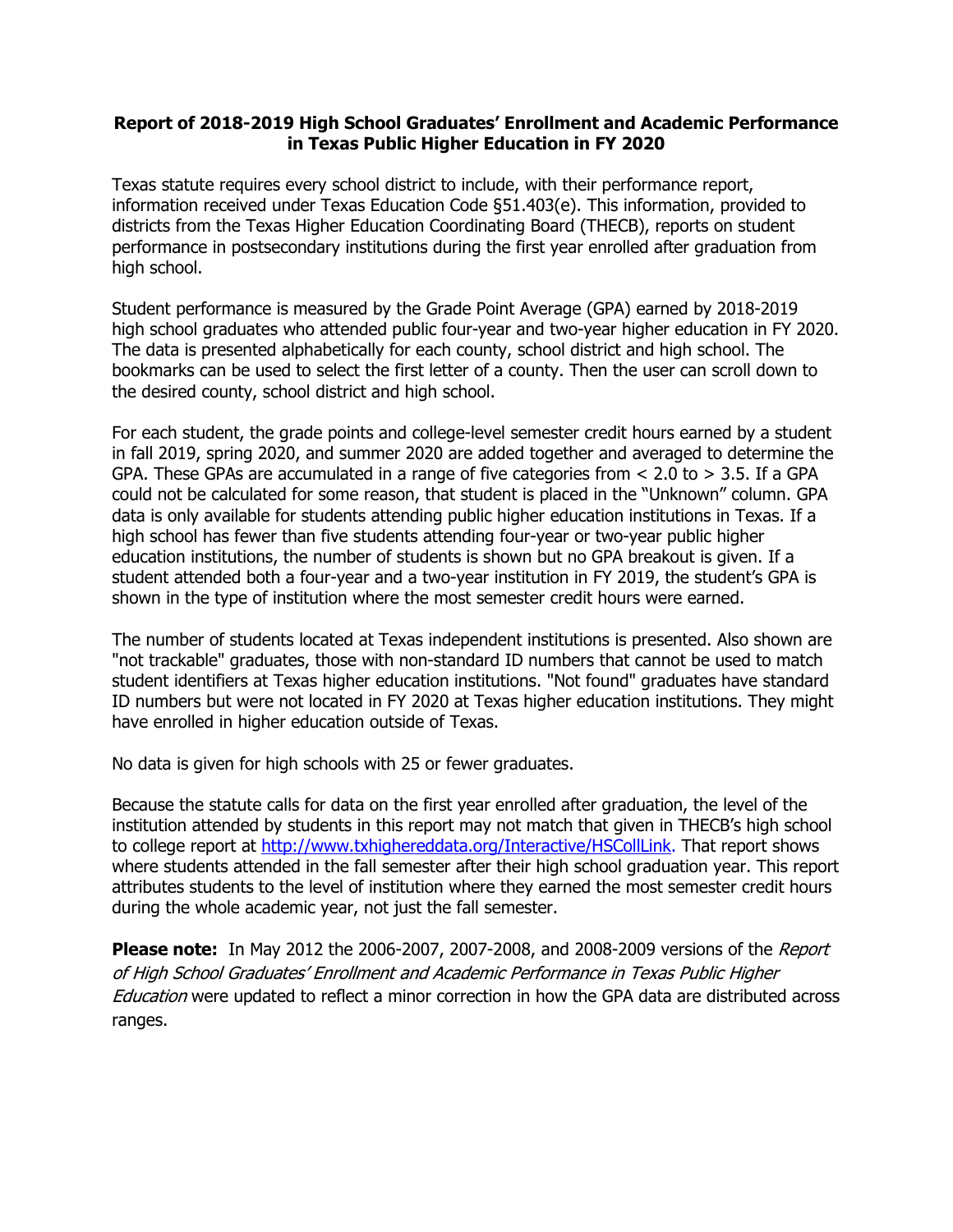# Report of 2018-2019 High School Graduates' Enrollment and Academic Performance in Texas Public Higher Education in FY 2020

Texas statute requires every school district to include, with their performance report, information received under Texas Education Code §51.403(e). This information, provided to districts from the Texas Higher Education Coordinating Board (THECB), reports on student performance in postsecondary institutions during the first year enrolled after graduation from high school.

Student performance is measured by the Grade Point Average (GPA) earned by 2018-2019 high school graduates who attended public four-year and two-year higher education in FY 2020. The data is presented alphabetically for each county, school district and high school. The bookmarks can be used to select the first letter of a county. Then the user can scroll down to the desired county, school district and high school.

For each student, the grade points and college-level semester credit hours earned by a student in fall 2019, spring 2020, and summer 2020 are added together and averaged to determine the GPA. These GPAs are accumulated in a range of five categories from < 2.0 to > 3.5. If a GPA could not be calculated for some reason, that student is placed in the "Unknown" column. GPA data is only available for students attending public higher education institutions in Texas. If a high school has fewer than five students attending four-year or two-year public higher education institutions, the number of students is shown but no GPA breakout is given. If a student attended both a four-year and a two-year institution in FY 2019, the student's GPA is shown in the type of institution where the most semester credit hours were earned.

The number of students located at Texas independent institutions is presented. Also shown are "not trackable" graduates, those with non-standard ID numbers that cannot be used to match student identifiers at Texas higher education institutions. "Not found" graduates have standard ID numbers but were not located in FY 2020 at Texas higher education institutions. They might have enrolled in higher education outside of Texas.

No data is given for high schools with 25 or fewer graduates.

Because the statute calls for data on the first year enrolled after graduation, the level of the institution attended by students in this report may not match that given in THECB's high school to college report at http://www.txhighereddata.org/Interactive/HSCollLink. That report shows where students attended in the fall semester after their high school graduation year. This report attributes students to the level of institution where they earned the most semester credit hours during the whole academic year, not just the fall semester.

**Please note:** In May 2012 the 2006-2007, 2007-2008, and 2008-2009 versions of the *Report of High School Graduates' Enrollment and Academic Performance in Texas Public Higher Education* were updated to reflect a minor correction in how the GPA data are distributed across ranges.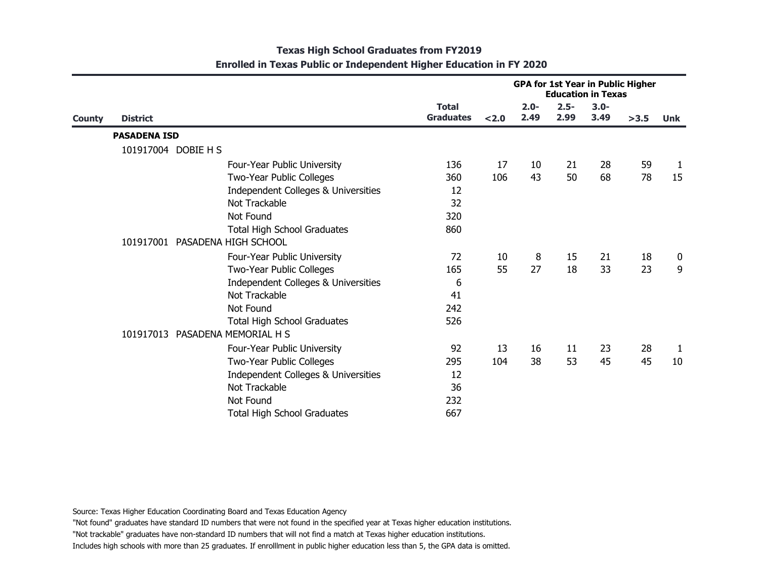**Texas High School Graduates from FY2019**
**Enrolled in Texas Public or Independent Higher Education in FY 2020**

| County | District | | Total Graduates | GPA for 1st Year in Public Higher Education in Texas | | | | | |
|---|---|---|---|---|---|---|---|---|---|
| | | | | <2.0 | 2.0-2.49 | 2.5-2.99 | 3.0-3.49 | >3.5 | Unk |
| | **PASADENA ISD** | | | | | | | | |
| | 101917004 DOBIE H S | | | | | | | | |
| | | Four-Year Public University | 136 | 17 | 10 | 21 | 28 | 59 | 1 |
| | | Two-Year Public Colleges | 360 | 106 | 43 | 50 | 68 | 78 | 15 |
| | | Independent Colleges & Universities | 12 | | | | | | |
| | | Not Trackable | 32 | | | | | | |
| | | Not Found | 320 | | | | | | |
| | | Total High School Graduates | 860 | | | | | | |
| | 101917001 PASADENA HIGH SCHOOL | | | | | | | | |
| | | Four-Year Public University | 72 | 10 | 8 | 15 | 21 | 18 | 0 |
| | | Two-Year Public Colleges | 165 | 55 | 27 | 18 | 33 | 23 | 9 |
| | | Independent Colleges & Universities | 6 | | | | | | |
| | | Not Trackable | 41 | | | | | | |
| | | Not Found | 242 | | | | | | |
| | | Total High School Graduates | 526 | | | | | | |
| | 101917013 PASADENA MEMORIAL H S | | | | | | | | |
| | | Four-Year Public University | 92 | 13 | 16 | 11 | 23 | 28 | 1 |
| | | Two-Year Public Colleges | 295 | 104 | 38 | 53 | 45 | 45 | 10 |
| | | Independent Colleges & Universities | 12 | | | | | | |
| | | Not Trackable | 36 | | | | | | |
| | | Not Found | 232 | | | | | | |
| | | Total High School Graduates | 667 | | | | | | |

Source: Texas Higher Education Coordinating Board and Texas Education Agency

"Not found" graduates have standard ID numbers that were not found in the specified year at Texas higher education institutions.

"Not trackable" graduates have non-standard ID numbers that will not find a match at Texas higher education institutions.

Includes high schools with more than 25 graduates. If enrolllment in public higher education less than 5, the GPA data is omitted.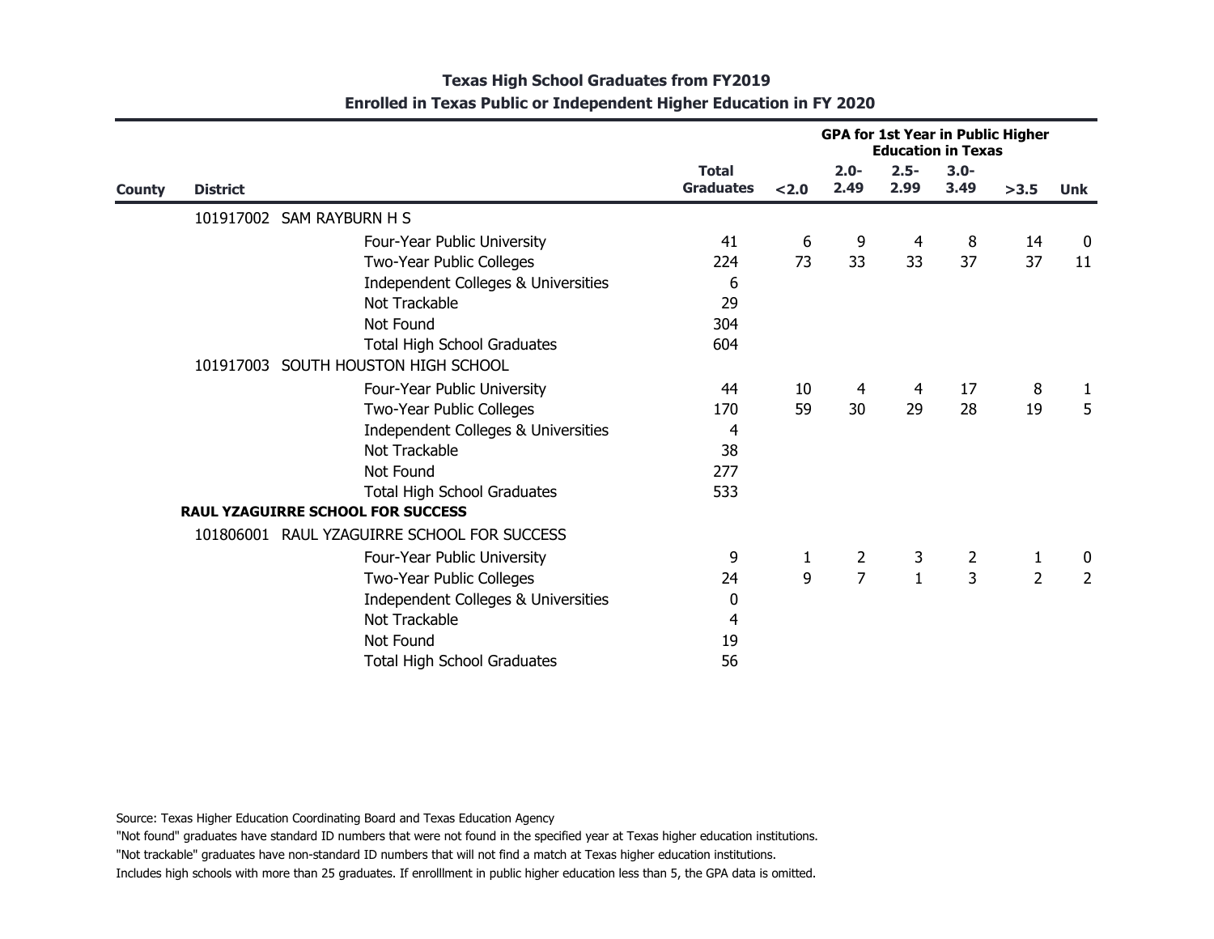## Texas High School Graduates from FY2019
## Enrolled in Texas Public or Independent Higher Education in FY 2020

| County | District | | Total Graduates | GPA for 1st Year in Public Higher Education in Texas | | | | | |
|---|---|---|---|---|---|---|---|---|---|
| | | | | <2.0 | 2.0-2.49 | 2.5-2.99 | 3.0-3.49 | >3.5 | Unk |
| | 101917002 SAM RAYBURN H S | | | | | | | | |
| | | Four-Year Public University | 41 | 6 | 9 | 4 | 8 | 14 | 0 |
| | | Two-Year Public Colleges | 224 | 73 | 33 | 33 | 37 | 37 | 11 |
| | | Independent Colleges & Universities | 6 | | | | | | |
| | | Not Trackable | 29 | | | | | | |
| | | Not Found | 304 | | | | | | |
| | | Total High School Graduates | 604 | | | | | | |
| | 101917003 SOUTH HOUSTON HIGH SCHOOL | | | | | | | | |
| | | Four-Year Public University | 44 | 10 | 4 | 4 | 17 | 8 | 1 |
| | | Two-Year Public Colleges | 170 | 59 | 30 | 29 | 28 | 19 | 5 |
| | | Independent Colleges & Universities | 4 | | | | | | |
| | | Not Trackable | 38 | | | | | | |
| | | Not Found | 277 | | | | | | |
| | | Total High School Graduates | 533 | | | | | | |
| **RAUL YZAGUIRRE SCHOOL FOR SUCCESS** | | | | | | | | | |
| | 101806001 RAUL YZAGUIRRE SCHOOL FOR SUCCESS | | | | | | | | |
| | | Four-Year Public University | 9 | 1 | 2 | 3 | 2 | 1 | 0 |
| | | Two-Year Public Colleges | 24 | 9 | 7 | 1 | 3 | 2 | 2 |
| | | Independent Colleges & Universities | 0 | | | | | | |
| | | Not Trackable | 4 | | | | | | |
| | | Not Found | 19 | | | | | | |
| | | Total High School Graduates | 56 | | | | | | |

Source: Texas Higher Education Coordinating Board and Texas Education Agency

"Not found" graduates have standard ID numbers that were not found in the specified year at Texas higher education institutions.

"Not trackable" graduates have non-standard ID numbers that will not find a match at Texas higher education institutions.

Includes high schools with more than 25 graduates. If enrolllment in public higher education less than 5, the GPA data is omitted.